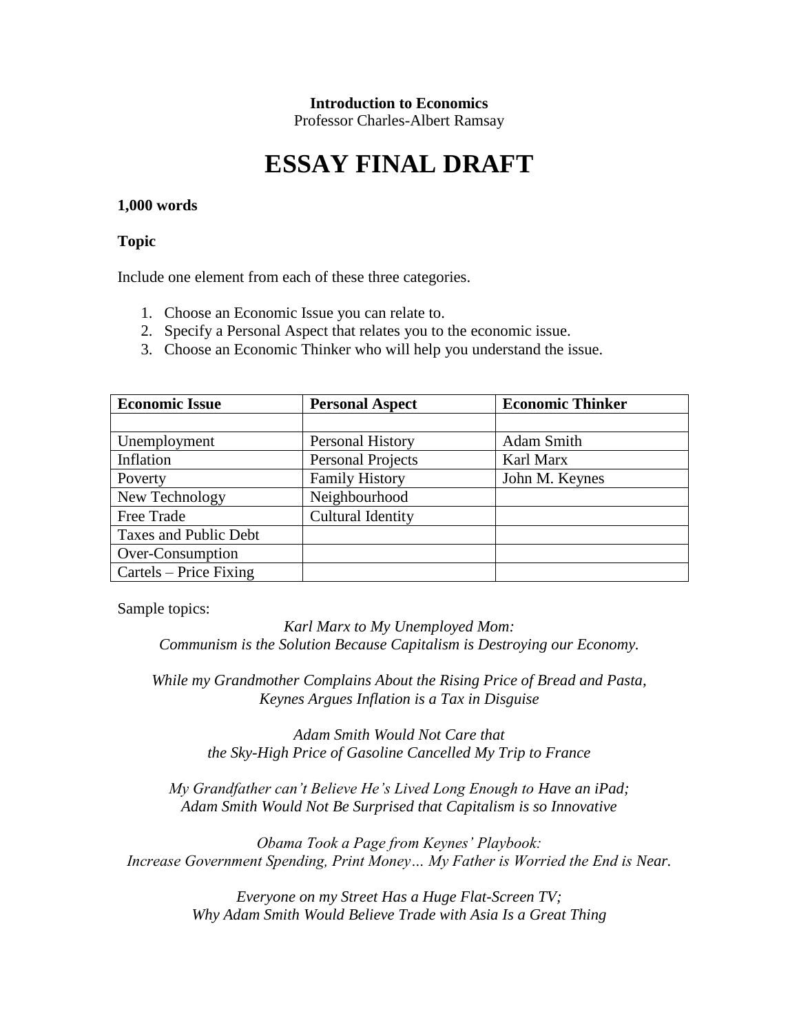**Introduction to Economics**

Professor Charles-Albert Ramsay

# ESSAY FINAL DRAFT

**1,000 words**

**Topic**

Include one element from each of these three categories.

1. Choose an Economic Issue you can relate to.
2. Specify a Personal Aspect that relates you to the economic issue.
3. Choose an Economic Thinker who will help you understand the issue.

| Economic Issue | Personal Aspect | Economic Thinker |
|---|---|---|
| | | |
| Unemployment | Personal History | Adam Smith |
| Inflation | Personal Projects | Karl Marx |
| Poverty | Family History | John M. Keynes |
| New Technology | Neighbourhood | |
| Free Trade | Cultural Identity | |
| Taxes and Public Debt | | |
| Over-Consumption | | |
| Cartels – Price Fixing | | |

Sample topics:

*Karl Marx to My Unemployed Mom:*
*Communism is the Solution Because Capitalism is Destroying our Economy.*

*While my Grandmother Complains About the Rising Price of Bread and Pasta,*
*Keynes Argues Inflation is a Tax in Disguise*

*Adam Smith Would Not Care that*
*the Sky-High Price of Gasoline Cancelled My Trip to France*

*My Grandfather can't Believe He's Lived Long Enough to Have an iPad;*
*Adam Smith Would Not Be Surprised that Capitalism is so Innovative*

*Obama Took a Page from Keynes' Playbook:*
*Increase Government Spending, Print Money… My Father is Worried the End is Near.*

*Everyone on my Street Has a Huge Flat-Screen TV;*
*Why Adam Smith Would Believe Trade with Asia Is a Great Thing*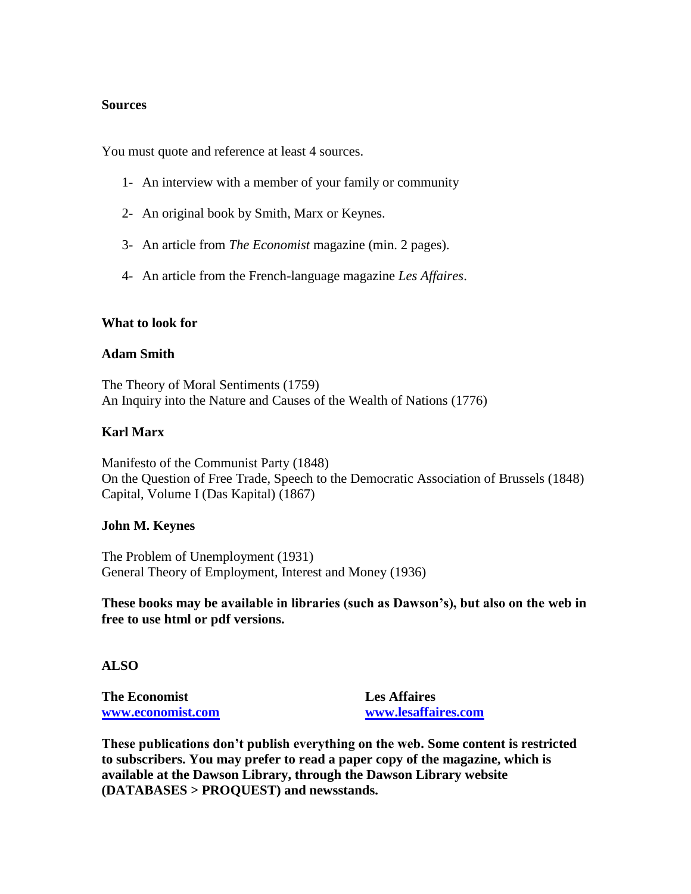**Sources**

You must quote and reference at least 4 sources.

1- An interview with a member of your family or community

2- An original book by Smith, Marx or Keynes.

3- An article from *The Economist* magazine (min. 2 pages).

4- An article from the French-language magazine *Les Affaires*.

**What to look for**

**Adam Smith**

The Theory of Moral Sentiments (1759)
An Inquiry into the Nature and Causes of the Wealth of Nations (1776)

**Karl Marx**

Manifesto of the Communist Party (1848)
On the Question of Free Trade, Speech to the Democratic Association of Brussels (1848)
Capital, Volume I (Das Kapital) (1867)

**John M. Keynes**

The Problem of Unemployment (1931)
General Theory of Employment, Interest and Money (1936)

**These books may be available in libraries (such as Dawson's), but also on the web in free to use html or pdf versions.**

**ALSO**

**The Economist**
**[www.economist.com](http://www.economist.com)**

**Les Affaires**
**[www.lesaffaires.com](http://www.lesaffaires.com)**

**These publications don't publish everything on the web. Some content is restricted to subscribers. You may prefer to read a paper copy of the magazine, which is available at the Dawson Library, through the Dawson Library website (DATABASES > PROQUEST) and newsstands.**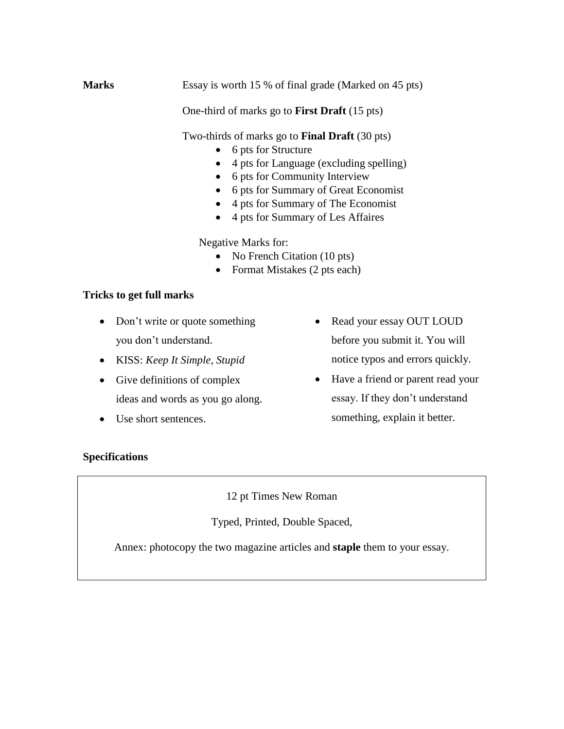**Marks**

Essay is worth 15 % of final grade (Marked on 45 pts)

One-third of marks go to **First Draft** (15 pts)

Two-thirds of marks go to **Final Draft** (30 pts)

- 6 pts for Structure
- 4 pts for Language (excluding spelling)
- 6 pts for Community Interview
- 6 pts for Summary of Great Economist
- 4 pts for Summary of The Economist
- 4 pts for Summary of Les Affaires

Negative Marks for:

- No French Citation (10 pts)
- Format Mistakes (2 pts each)

**Tricks to get full marks**

- Don't write or quote something you don't understand.
- KISS: *Keep It Simple, Stupid*
- Give definitions of complex ideas and words as you go along.
- Use short sentences.
- Read your essay OUT LOUD before you submit it. You will notice typos and errors quickly.
- Have a friend or parent read your essay. If they don't understand something, explain it better.

**Specifications**

12 pt Times New Roman

Typed, Printed, Double Spaced,

Annex: photocopy the two magazine articles and **staple** them to your essay.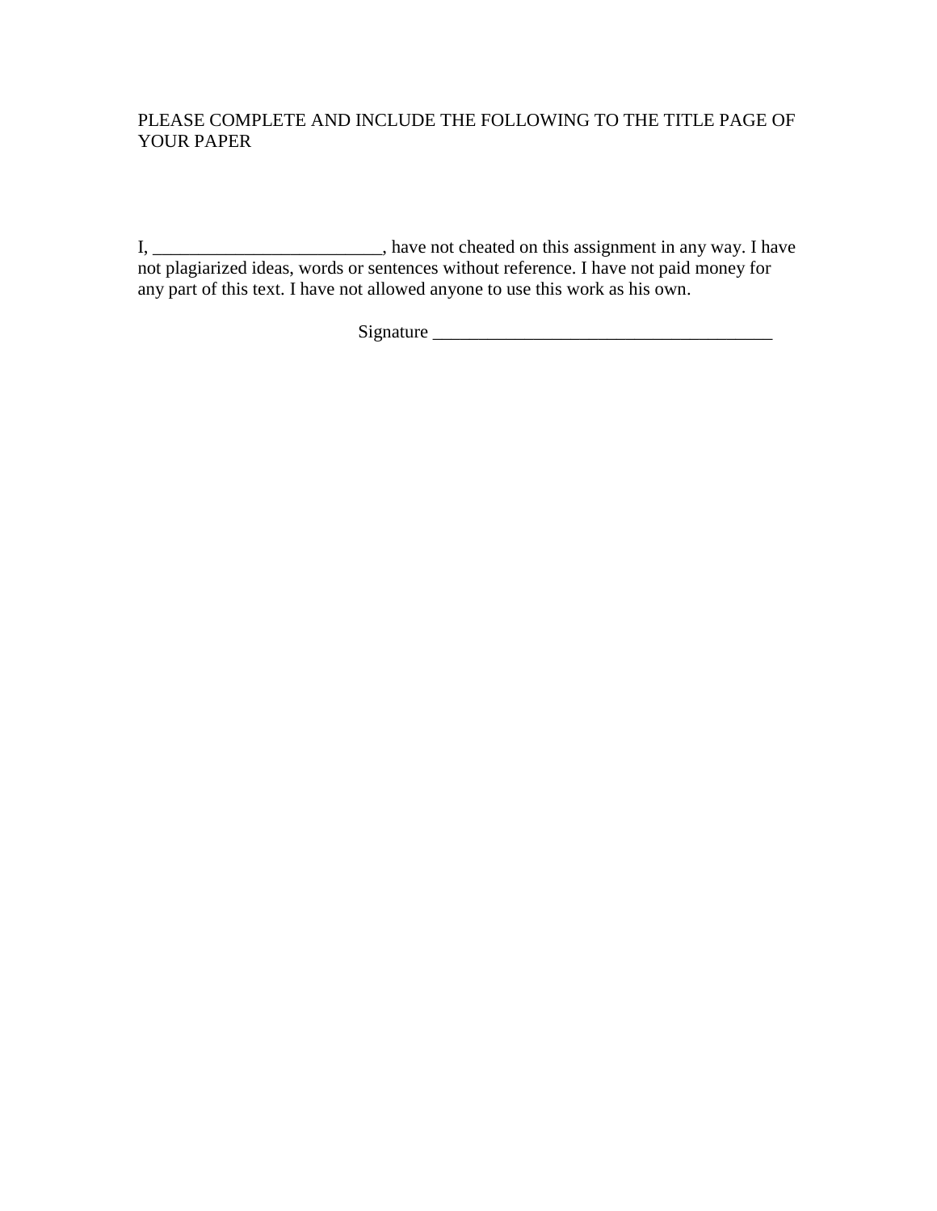PLEASE COMPLETE AND INCLUDE THE FOLLOWING TO THE TITLE PAGE OF YOUR PAPER

I, _________________________, have not cheated on this assignment in any way. I have not plagiarized ideas, words or sentences without reference. I have not paid money for any part of this text. I have not allowed anyone to use this work as his own.

Signature ______________________________________